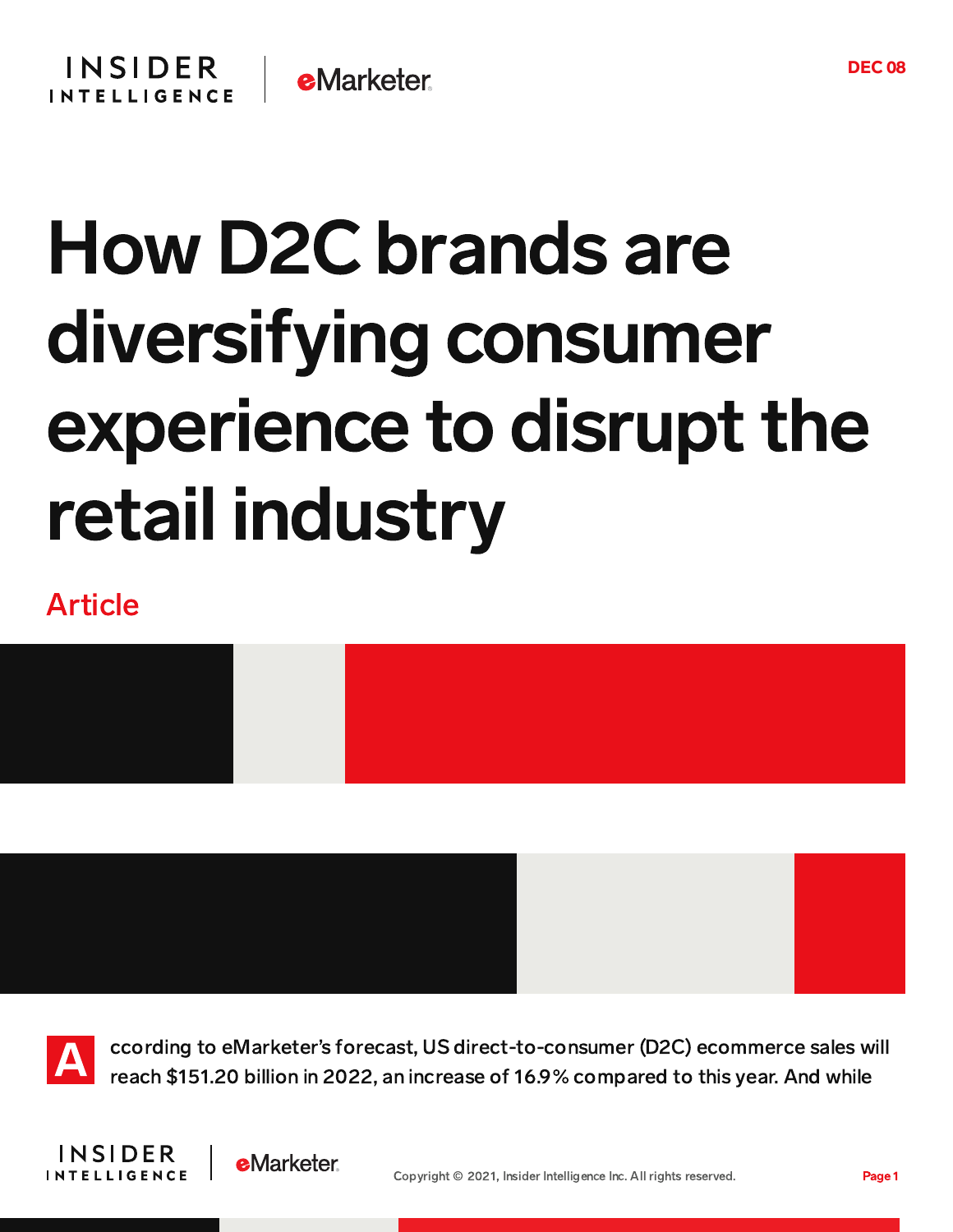DEC 08

# How D2C brands are diversifying consumer experience to disrupt the retail industry

Article

According to eMarketer's forecast, US direct-to-consumer (D2C) ecommerce sales will reach $151.20 billion in 2022, an increase of 16.9% compared to this year. And while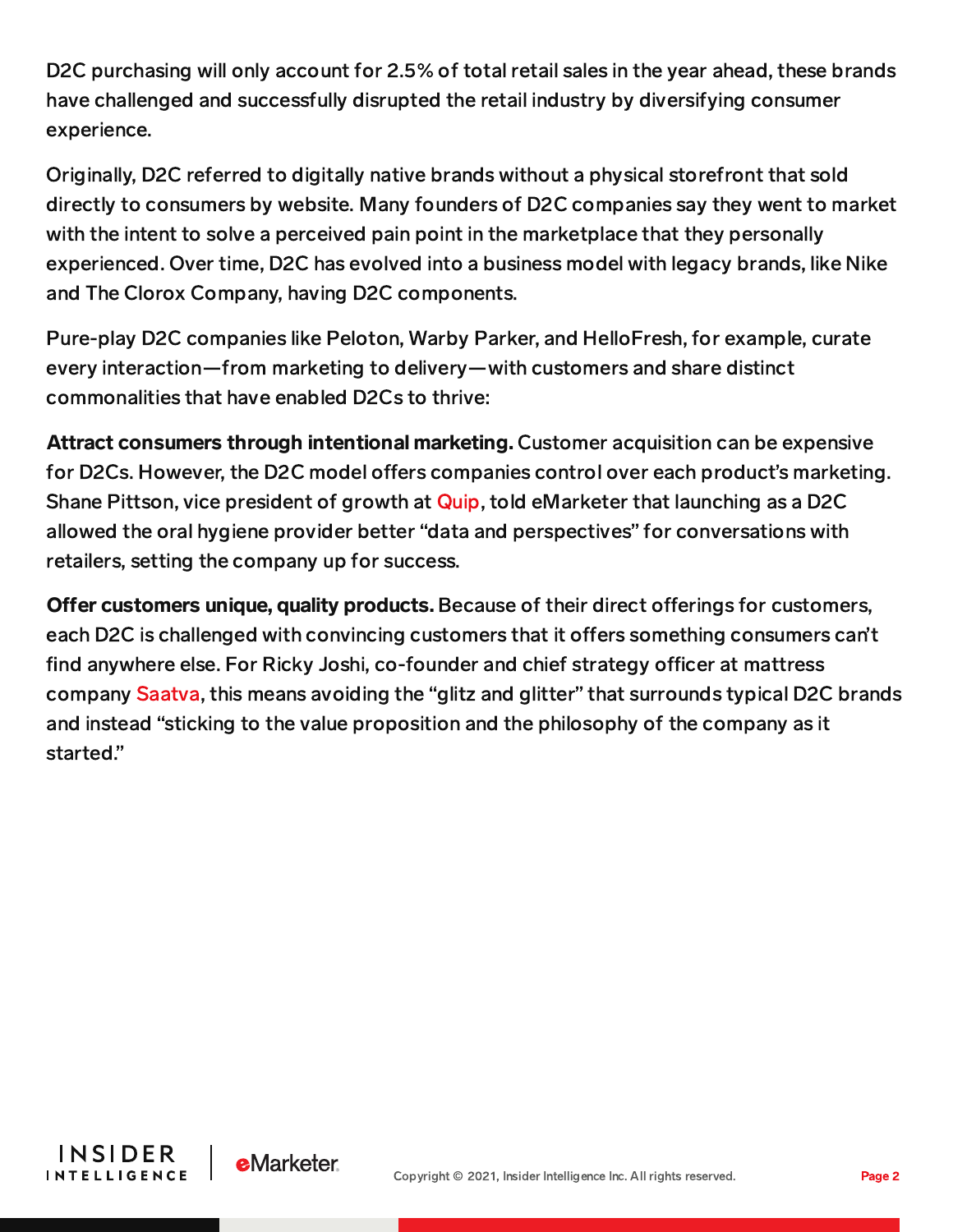D2C purchasing will only account for 2.5% of total retail sales in the year ahead, these brands have challenged and successfully disrupted the retail industry by diversifying consumer experience.

Originally, D2C referred to digitally native brands without a physical storefront that sold directly to consumers by website. Many founders of D2C companies say they went to market with the intent to solve a perceived pain point in the marketplace that they personally experienced. Over time, D2C has evolved into a business model with legacy brands, like Nike and The Clorox Company, having D2C components.

Pure-play D2C companies like Peloton, Warby Parker, and HelloFresh, for example, curate every interaction—from marketing to delivery—with customers and share distinct commonalities that have enabled D2Cs to thrive:

**Attract consumers through intentional marketing.** Customer acquisition can be expensive for D2Cs. However, the D2C model offers companies control over each product's marketing. Shane Pittson, vice president of growth at Quip, told eMarketer that launching as a D2C allowed the oral hygiene provider better "data and perspectives" for conversations with retailers, setting the company up for success.

**Offer customers unique, quality products.** Because of their direct offerings for customers, each D2C is challenged with convincing customers that it offers something consumers can't find anywhere else. For Ricky Joshi, co-founder and chief strategy officer at mattress company Saatva, this means avoiding the "glitz and glitter" that surrounds typical D2C brands and instead "sticking to the value proposition and the philosophy of the company as it started."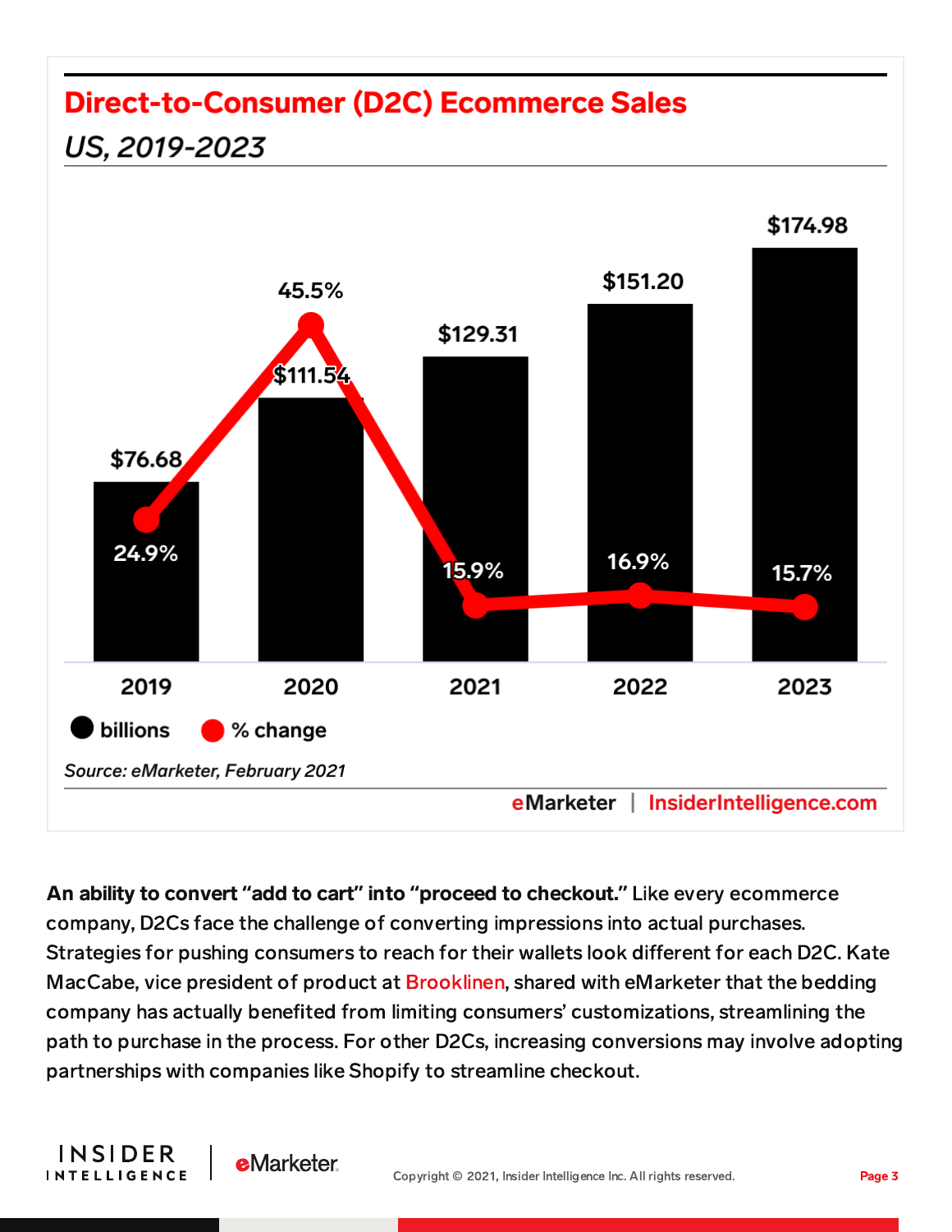## Direct-to-Consumer (D2C) Ecommerce Sales

*US, 2019-2023*

| Year | billions | % change |
|---|---|---|
| 2019 | $76.68 | 24.9% |
| 2020 | $111.54 | 45.5% |
| 2021 | $129.31 | 15.9% |
| 2022 | $151.20 | 16.9% |
| 2023 | $174.98 | 15.7% |

*Source: eMarketer, February 2021*

eMarketer | InsiderIntelligence.com

**An ability to convert "add to cart" into "proceed to checkout."** Like every ecommerce company, D2Cs face the challenge of converting impressions into actual purchases. Strategies for pushing consumers to reach for their wallets look different for each D2C. Kate MacCabe, vice president of product at Brooklinen, shared with eMarketer that the bedding company has actually benefited from limiting consumers' customizations, streamlining the path to purchase in the process. For other D2Cs, increasing conversions may involve adopting partnerships with companies like Shopify to streamline checkout.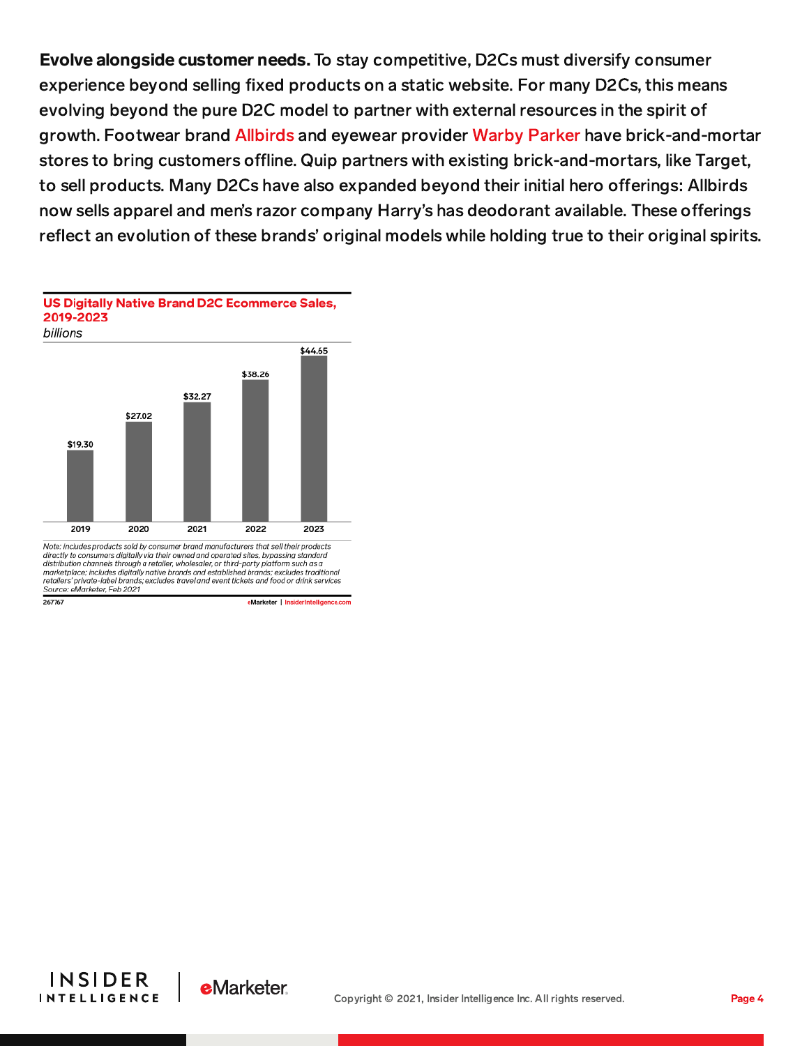**Evolve alongside customer needs.** To stay competitive, D2Cs must diversify consumer experience beyond selling fixed products on a static website. For many D2Cs, this means evolving beyond the pure D2C model to partner with external resources in the spirit of growth. Footwear brand Allbirds and eyewear provider Warby Parker have brick-and-mortar stores to bring customers offline. Quip partners with existing brick-and-mortars, like Target, to sell products. Many D2Cs have also expanded beyond their initial hero offerings: Allbirds now sells apparel and men's razor company Harry's has deodorant available. These offerings reflect an evolution of these brands' original models while holding true to their original spirits.

**US Digitally Native Brand D2C Ecommerce Sales, 2019-2023**

*billions*

$19.30
$27.02
$32.27
$38.26
$44.65

2019
2020
2021
2022
2023

*Note: includes products sold by consumer brand manufacturers that sell their products directly to consumers digitally via their owned and operated sites, bypassing standard distribution channels through a retailer, wholesaler, or third-party platform such as a marketplace; includes digitally native brands and established brands; excludes traditional retailers' private-label brands; excludes travel and event tickets and food or drink services*
*Source: eMarketer, Feb 2021*

267767

eMarketer | InsiderIntelligence.com